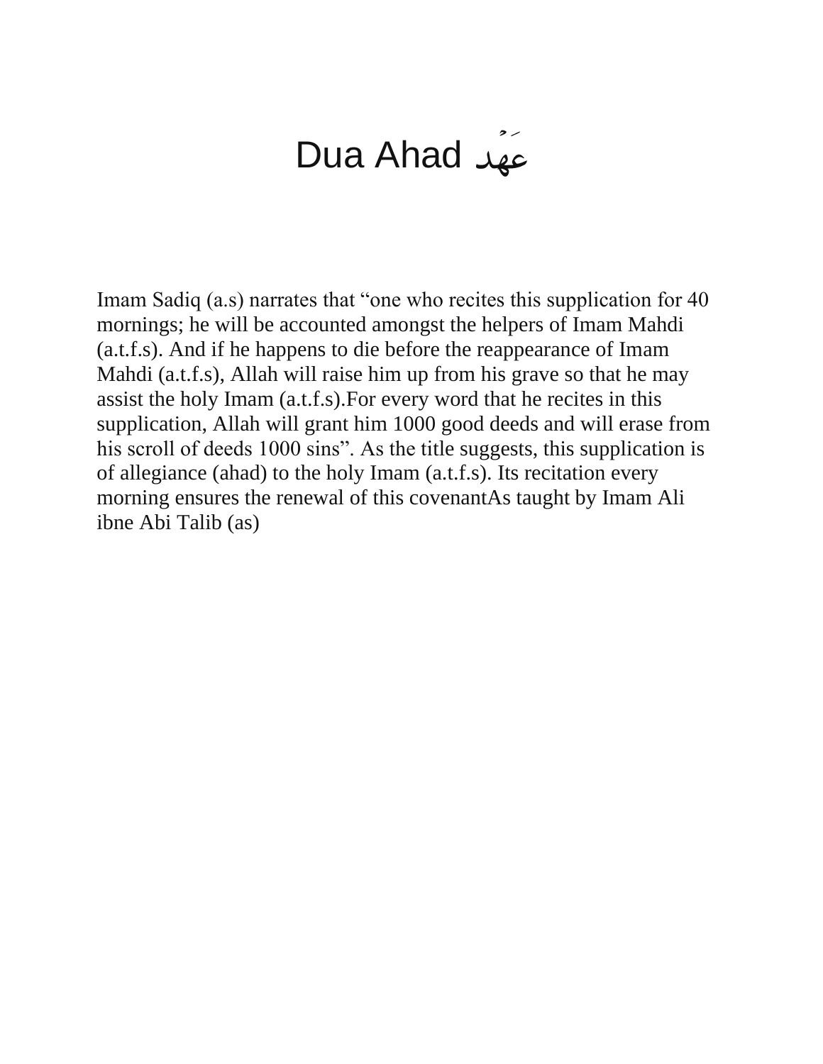# Dua Ahad عَهْد

Imam Sadiq (a.s) narrates that "one who recites this supplication for 40 mornings; he will be accounted amongst the helpers of Imam Mahdi (a.t.f.s). And if he happens to die before the reappearance of Imam Mahdi (a.t.f.s), Allah will raise him up from his grave so that he may assist the holy Imam (a.t.f.s).For every word that he recites in this supplication, Allah will grant him 1000 good deeds and will erase from his scroll of deeds 1000 sins". As the title suggests, this supplication is of allegiance (ahad) to the holy Imam (a.t.f.s). Its recitation every morning ensures the renewal of this covenantAs taught by Imam Ali ibne Abi Talib (as)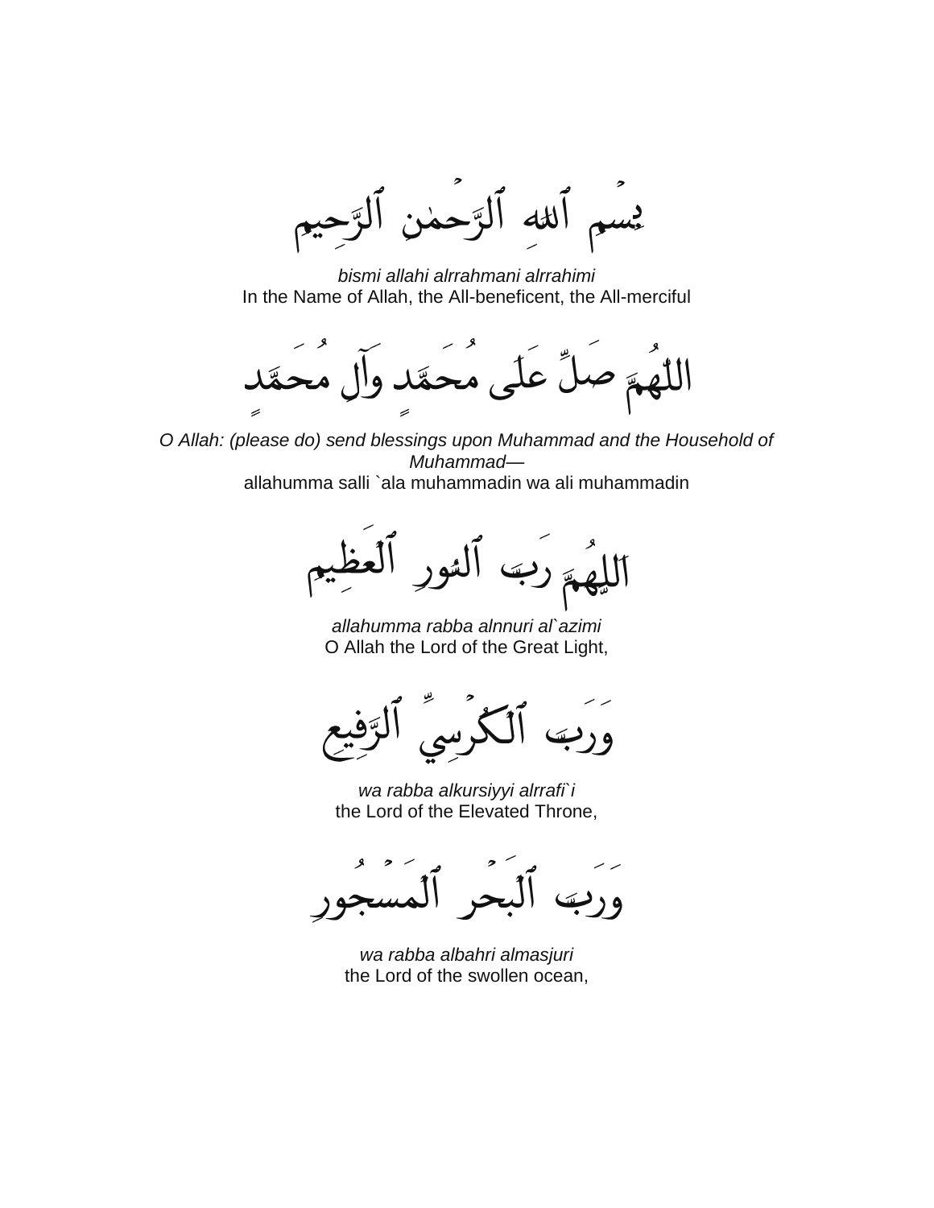بِسْمِ ٱللهِ ٱلرَّحْمٰنِ ٱلرَّحِيمِ

*bismi allahi alrrahmani alrrahimi*
In the Name of Allah, the All-beneficent, the All-merciful

اللّٰهُمَّ صَلِّ عَلَىٰ مُحَمَّدٍ وَآلِ مُحَمَّدٍ

*O Allah: (please do) send blessings upon Muhammad and the Household of Muhammad—*
allahumma salli `ala muhammadin wa ali muhammadin

اَللّٰهُمَّ رَبَّ ٱلنُّورِ ٱلْعَظِيمِ

*allahumma rabba alnnuri al`azimi*
O Allah the Lord of the Great Light,

وَرَبَّ ٱلْكُرْسِيِّ ٱلرَّفِيعِ

*wa rabba alkursiyyi alrrafi`i*
the Lord of the Elevated Throne,

وَرَبَّ ٱلْبَحْرِ ٱلْمَسْجُورِ

*wa rabba albahri almasjuri*
the Lord of the swollen ocean,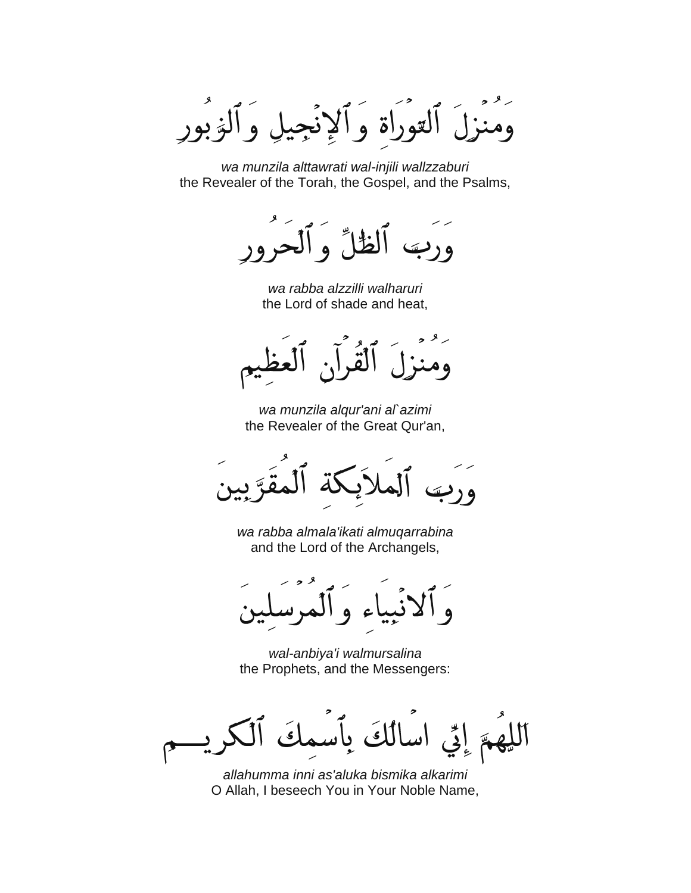وَمُنْزِلَ ٱلتَّوْرَاةِ وَٱلإِنْجِيلِ وَٱلزَّبُورِ

*wa munzila alttawrati wal-injili wallzzaburi*
the Revealer of the Torah, the Gospel, and the Psalms,

وَرَبَّ ٱلظِّلِّ وَٱلْحَرُورِ

*wa rabba alzzilli walharuri*
the Lord of shade and heat,

وَمُنْزِلَ ٱلْقُرْآنِ ٱلْعَظِيمِ

*wa munzila alqur'ani al`azimi*
the Revealer of the Great Qur'an,

وَرَبَّ ٱلْمَلاَئِكَةِ ٱلْمُقَرَّبِينَ

*wa rabba almala'ikati almuqarrabina*
and the Lord of the Archangels,

وَٱلانْبِيَاءِ وَٱلْمُرْسَلِينَ

*wal-anbiya'i walmursalina*
the Prophets, and the Messengers:

اَللَّهُمَّ إِنِّي اسْالُكَ بِٱسْمِكَ ٱلْكَرِيـــمِ

*allahumma inni as'aluka bismika alkarimi*
O Allah, I beseech You in Your Noble Name,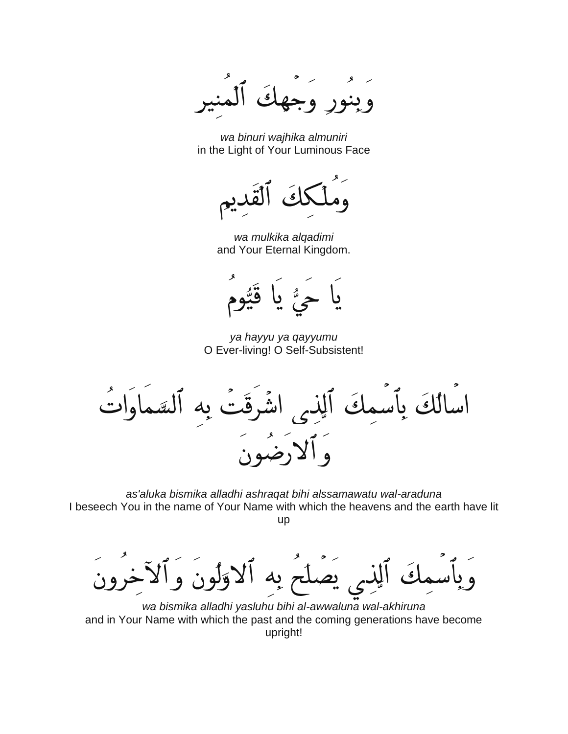وَبِنُورِ وَجْهِكَ ٱلْمُنِيرِ

*wa binuri wajhika almuniri*
in the Light of Your Luminous Face

وَمُلْكِكَ ٱلْقَدِيمِ

*wa mulkika alqadimi*
and Your Eternal Kingdom.

يَا حَيُّ يَا قَيُّومُ

*ya hayyu ya qayyumu*
O Ever-living! O Self-Subsistent!

اسْالُكَ بِٱسْمِكَ ٱلَّذِي اشْرَقَتْ بِهِ ٱلسَّمَاوَاتُ وَٱلارَضُونَ

*as'aluka bismika alladhi ashraqat bihi alssamawatu wal-araduna*
I beseech You in the name of Your Name with which the heavens and the earth have lit up

وَبِٱسْمِكَ ٱلَّذِي يَصْلَحُ بِهِ ٱلاوَّلُونَ وَٱلآخِرُونَ

*wa bismika alladhi yasluhu bihi al-awwaluna wal-akhiruna*
and in Your Name with which the past and the coming generations have become upright!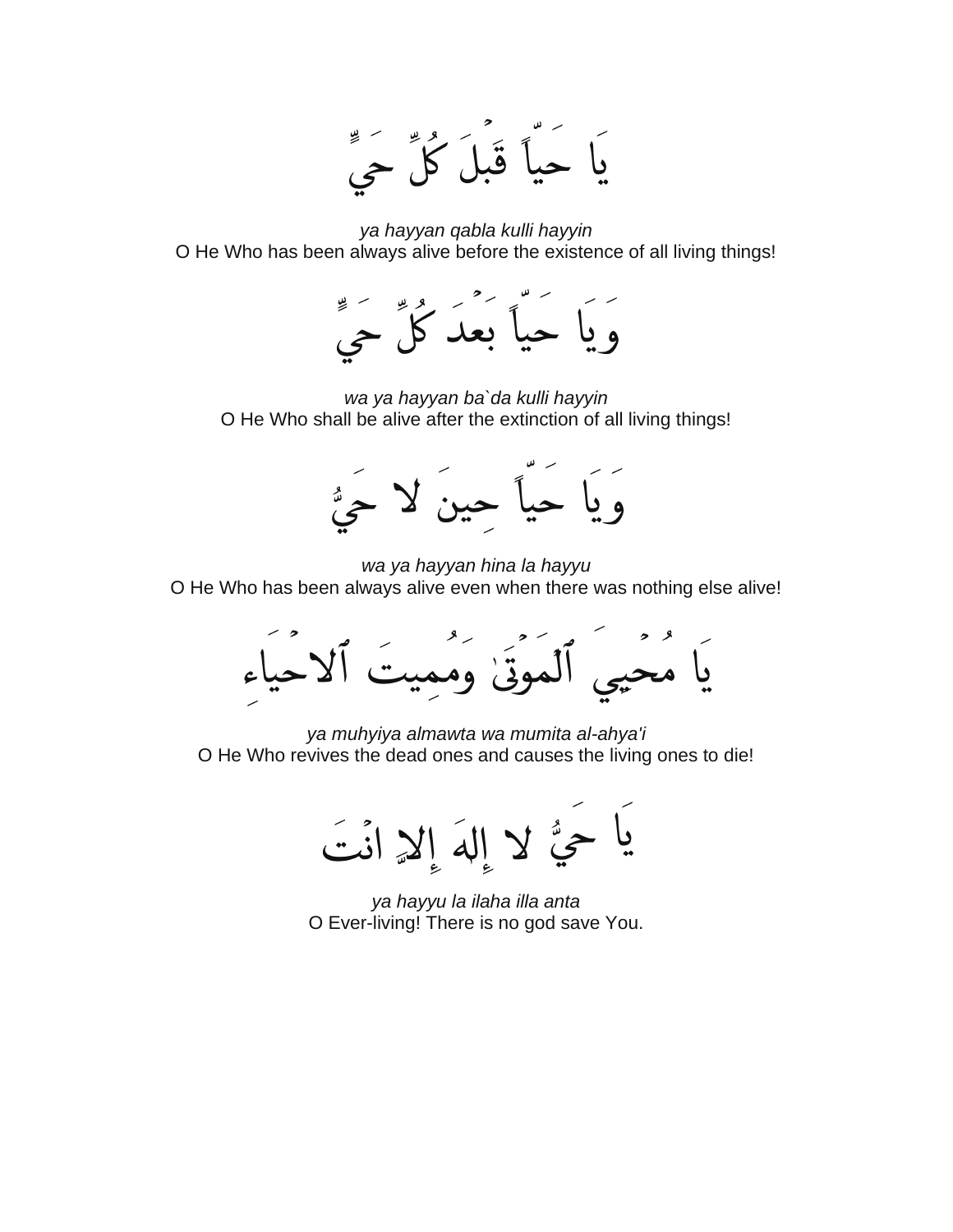يَا حَيّاً قَبْلَ كُلِّ حَيٍّ

*ya hayyan qabla kulli hayyin*
O He Who has been always alive before the existence of all living things!

وَيَا حَيّاً بَعْدَ كُلِّ حَيٍّ

*wa ya hayyan ba`da kulli hayyin*
O He Who shall be alive after the extinction of all living things!

وَيَا حَيّاً حِينَ لا حَيُّ

*wa ya hayyan hina la hayyu*
O He Who has been always alive even when there was nothing else alive!

يَا مُحْيِيَ ٱلْمَوْتَىٰ وَمُمِيتَ ٱلاحْيَاءِ

*ya muhyiya almawta wa mumita al-ahya'i*
O He Who revives the dead ones and causes the living ones to die!

يَا حَيُّ لا إِلٰهَ إِلاَّ انْتَ

*ya hayyu la ilaha illa anta*
O Ever-living! There is no god save You.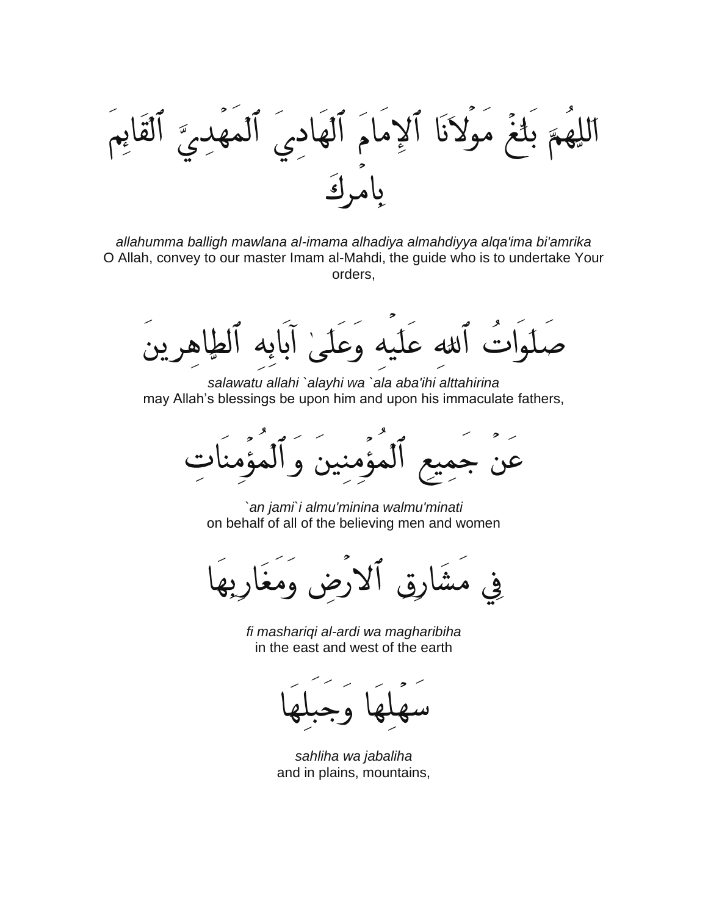اَللّهُمَّ بَلِّغْ مَوْلاَنَا ٱلإِمَامَ ٱلْهَادِيَ ٱلْمَهْدِيَّ ٱلْقَائِمَ بِأَمْرِكَ

*allahumma balligh mawlana al-imama alhadiya almahdiyya alqa'ima bi'amrika*
O Allah, convey to our master Imam al-Mahdi, the guide who is to undertake Your orders,

صَلَوَاتُ ٱللّهِ عَلَيْهِ وَعَلَىٰ آبَائِهِ ٱلطَّاهِرِينَ

*salawatu allahi `alayhi wa `ala aba'ihi alttahirina*
may Allah's blessings be upon him and upon his immaculate fathers,

عَنْ جَمِيعِ ٱلْمُؤْمِنِينَ وَٱلْمُؤْمِنَاتِ

*`an jami`i almu'minina walmu'minati*
on behalf of all of the believing men and women

فِي مَشَارِقِ ٱلارْضِ وَمَغَارِبِهَا

*fi mashariqi al-ardi wa magharibiha*
in the east and west of the earth

سَهْلِهَا وَجَبَلِهَا

*sahliha wa jabaliha*
and in plains, mountains,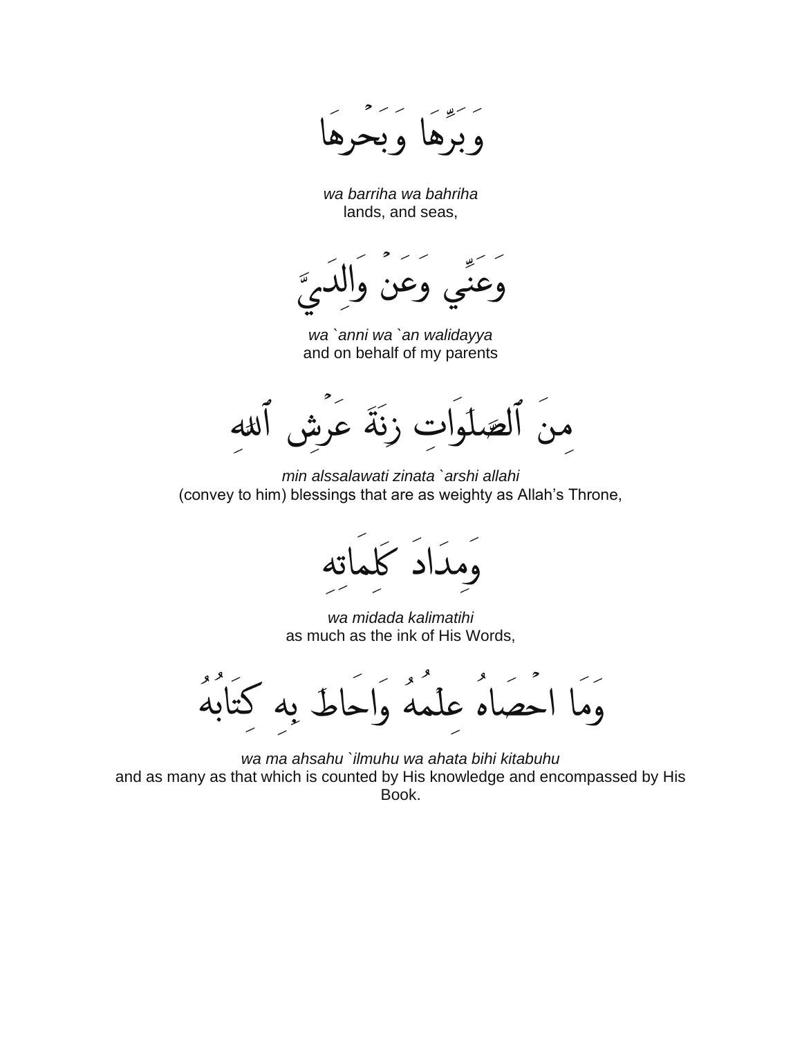وَبَرِّهَا وَبَحْرِهَا

*wa barriha wa bahriha*
lands, and seas,

وَعَنِّي وَعَنْ وَالِدَيَّ

*wa `anni wa `an walidayya*
and on behalf of my parents

مِنَ ٱلصَّلَوَاتِ زِنَةَ عَرْشِ ٱللهِ

*min alssalawati zinata `arshi allahi*
(convey to him) blessings that are as weighty as Allah's Throne,

وَمِدَادَ كَلِمَاتِهِ

*wa midada kalimatihi*
as much as the ink of His Words,

وَمَا احْصَاهُ عِلْمُهُ وَاحَاطَ بِهِ كِتَابُهُ

*wa ma ahsahu `ilmuhu wa ahata bihi kitabuhu*
and as many as that which is counted by His knowledge and encompassed by His Book.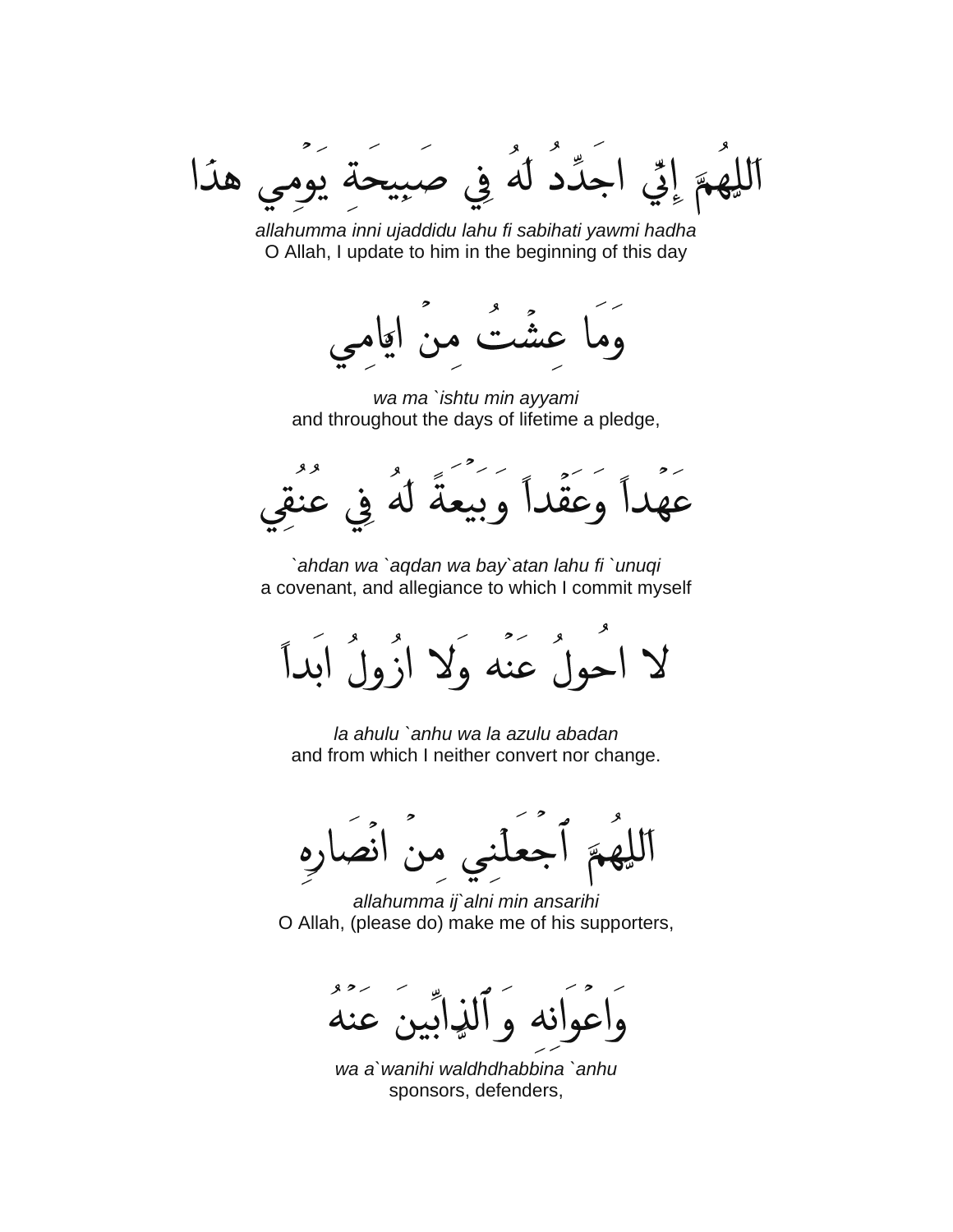اَللّٰهُمَّ إِنِّي اجَدِّدُ لَهُ فِي صَبِيحَةِ يَوْمِي هٰذَا

*allahumma inni ujaddidu lahu fi sabihati yawmi hadha*
O Allah, I update to him in the beginning of this day

وَمَا عِشْتُ مِنْ ايَّامِي

*wa ma `ishtu min ayyami*
and throughout the days of lifetime a pledge,

عَهْداً وَعَقْداً وَبَيْعَةً لَهُ فِي عُنُقِي

*`ahdan wa `aqdan wa bay`atan lahu fi `unuqi*
a covenant, and allegiance to which I commit myself

لا احُولُ عَنْه وَلا ازُولُ ابَداً

*la ahulu `anhu wa la azulu abadan*
and from which I neither convert nor change.

اَللّٰهُمَّ ٱجْعَلْنِي مِنْ انْصَارِهِ

*allahumma ij`alni min ansarihi*
O Allah, (please do) make me of his supporters,

وَاعْوَانِه وَٱلذَّابِّينَ عَنْهُ

*wa a`wanihi waldhdhabbina `anhu*
sponsors, defenders,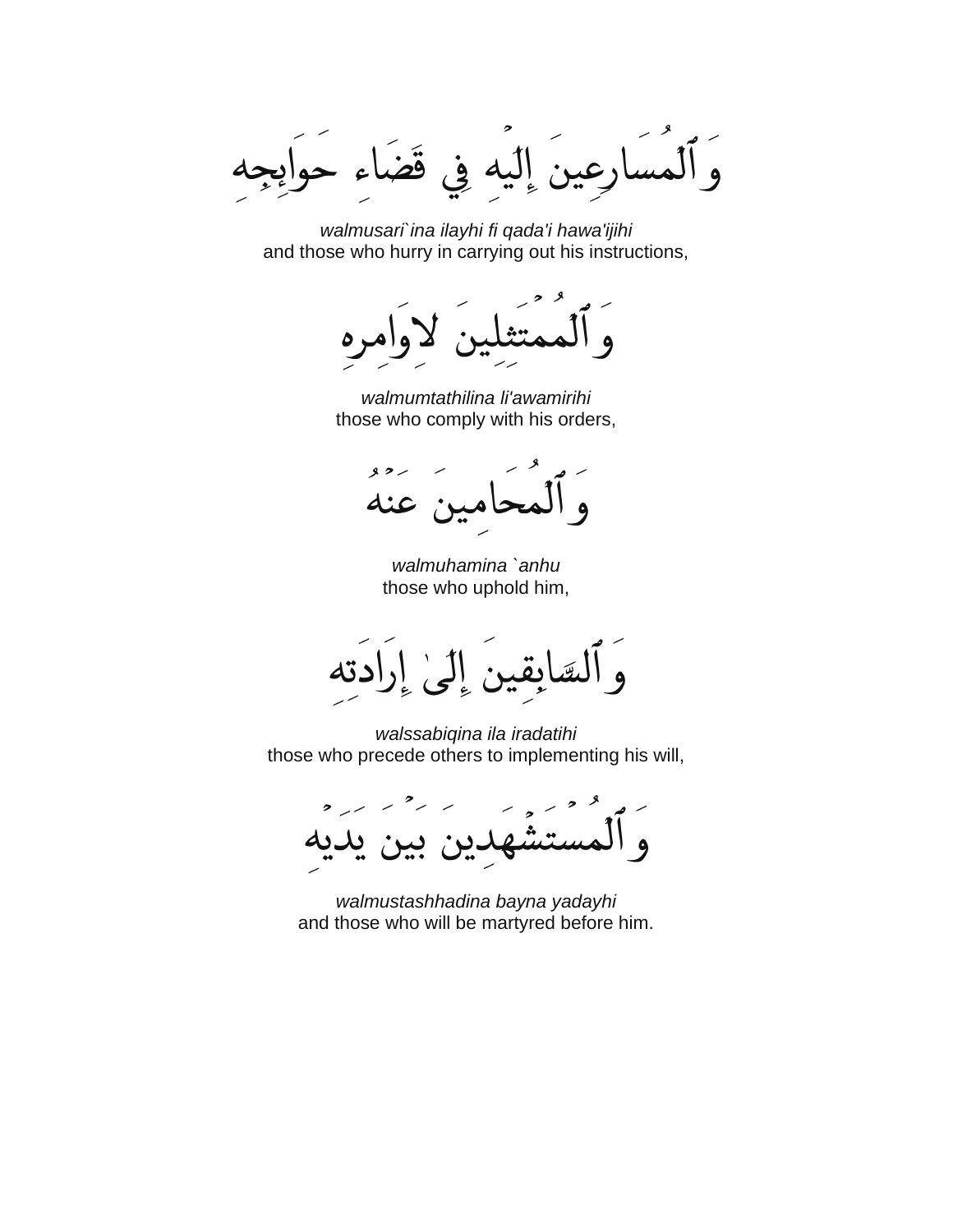وَٱلْمُسَارِعِينَ إِلَيْهِ فِي قَضَاءِ حَوَائِجِهِ

*walmusari`ina ilayhi fi qada'i hawa'ijihi*
and those who hurry in carrying out his instructions,

وَٱلْمُمْتَثِلِينَ لاِوَامِرِهِ

*walmumtathilina li'awamirihi*
those who comply with his orders,

وَٱلْمُحَامِينَ عَنْهُ

*walmuhamina `anhu*
those who uphold him,

وَٱلسَّابِقِينَ إِلَىٰ إِرَادَتِهِ

*walssabiqina ila iradatihi*
those who precede others to implementing his will,

وَٱلْمُسْتَشْهَدِينَ بَيْنَ يَدَيْهِ

*walmustashhadina bayna yadayhi*
and those who will be martyred before him.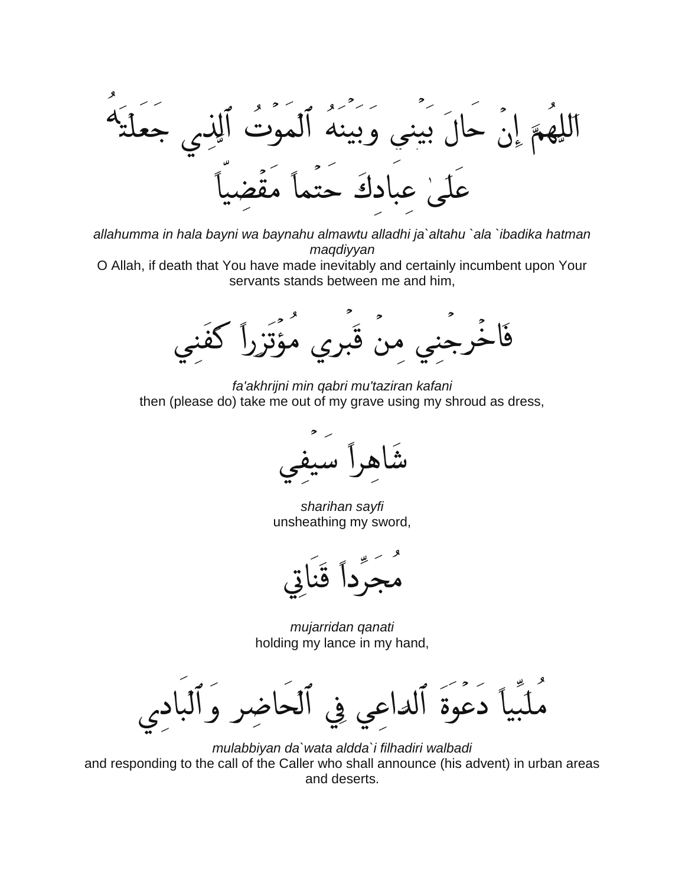اَللَّهُمَّ إِنْ حَالَ بَيْنِي وَبَيْنَهُ ٱلْمَوْتُ ٱلَّذِي جَعَلْتَهُ عَلَىٰ عِبَادِكَ حَتْماً مَقْضِيّاً

*allahumma in hala bayni wa baynahu almawtu alladhi ja`altahu `ala `ibadika hatman maqdiyyan*

O Allah, if death that You have made inevitably and certainly incumbent upon Your servants stands between me and him,

فَاخْرِجْنِي مِنْ قَبْرِي مُؤْتَزِراً كَفَنِي

*fa'akhrijni min qabri mu'taziran kafani*

then (please do) take me out of my grave using my shroud as dress,

شَاهِراً سَيْفِي

*sharihan sayfi*

unsheathing my sword,

مُجَرِّداً قَنَاتِي

*mujarridan qanati*

holding my lance in my hand,

مُلَبِّياً دَعْوَةَ ٱلدَّاعِي فِي ٱلْحَاضِرِ وَٱلْبَادِي

*mulabbiyan da`wata aldda`i filhadiri walbadi*

and responding to the call of the Caller who shall announce (his advent) in urban areas and deserts.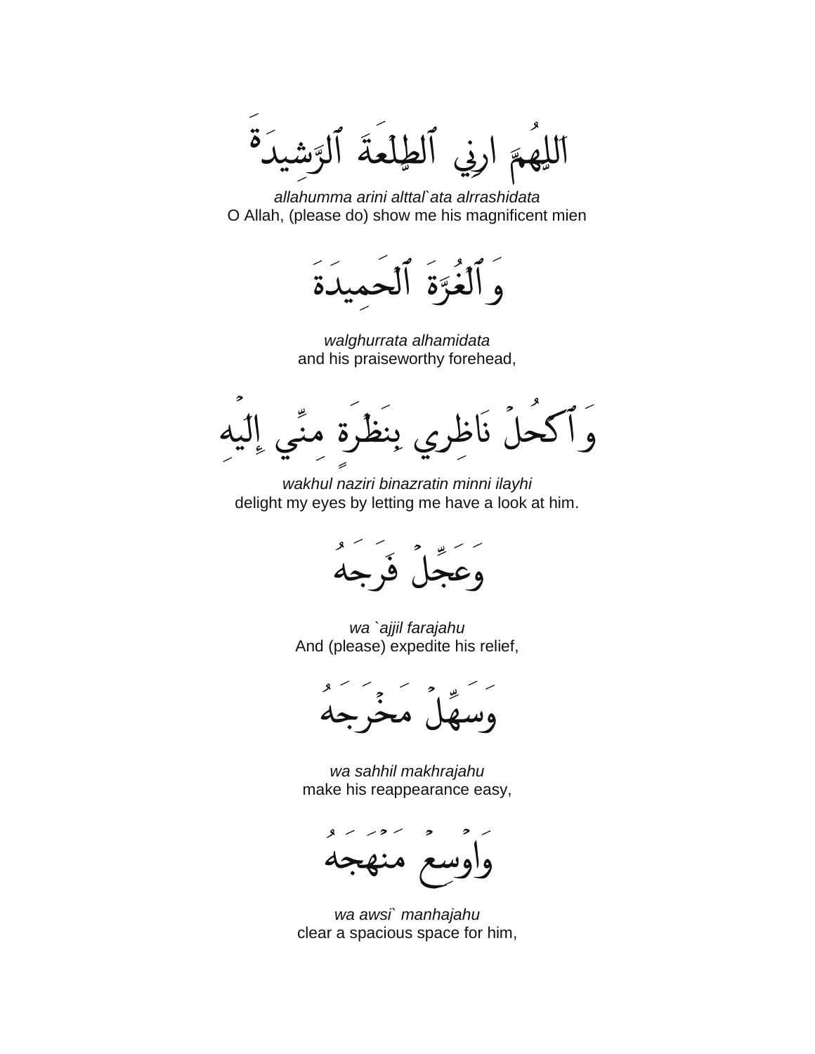اَللَّهُمَّ ارِنِي ٱلطَّلْعَةَ ٱلرَّشِيدَةَ

*allahumma arini alttal`ata alrrashidata*
O Allah, (please do) show me his magnificent mien

وَٱلْغُرَّةَ ٱلْحَمِيدَةَ

*walghurrata alhamidata*
and his praiseworthy forehead,

وَٱكْحُلْ نَاظِرِي بِنَظْرَةٍ مِنِّي إِلَيْهِ

*wakhul naziri binazratin minni ilayhi*
delight my eyes by letting me have a look at him.

وَعَجِّلْ فَرَجَهُ

*wa `ajjil farajahu*
And (please) expedite his relief,

وَسَهِّلْ مَخْرَجَهُ

*wa sahhil makhrajahu*
make his reappearance easy,

وَاوْسِعْ مَنْهَجَهُ

*wa awsi` manhajahu*
clear a spacious space for him,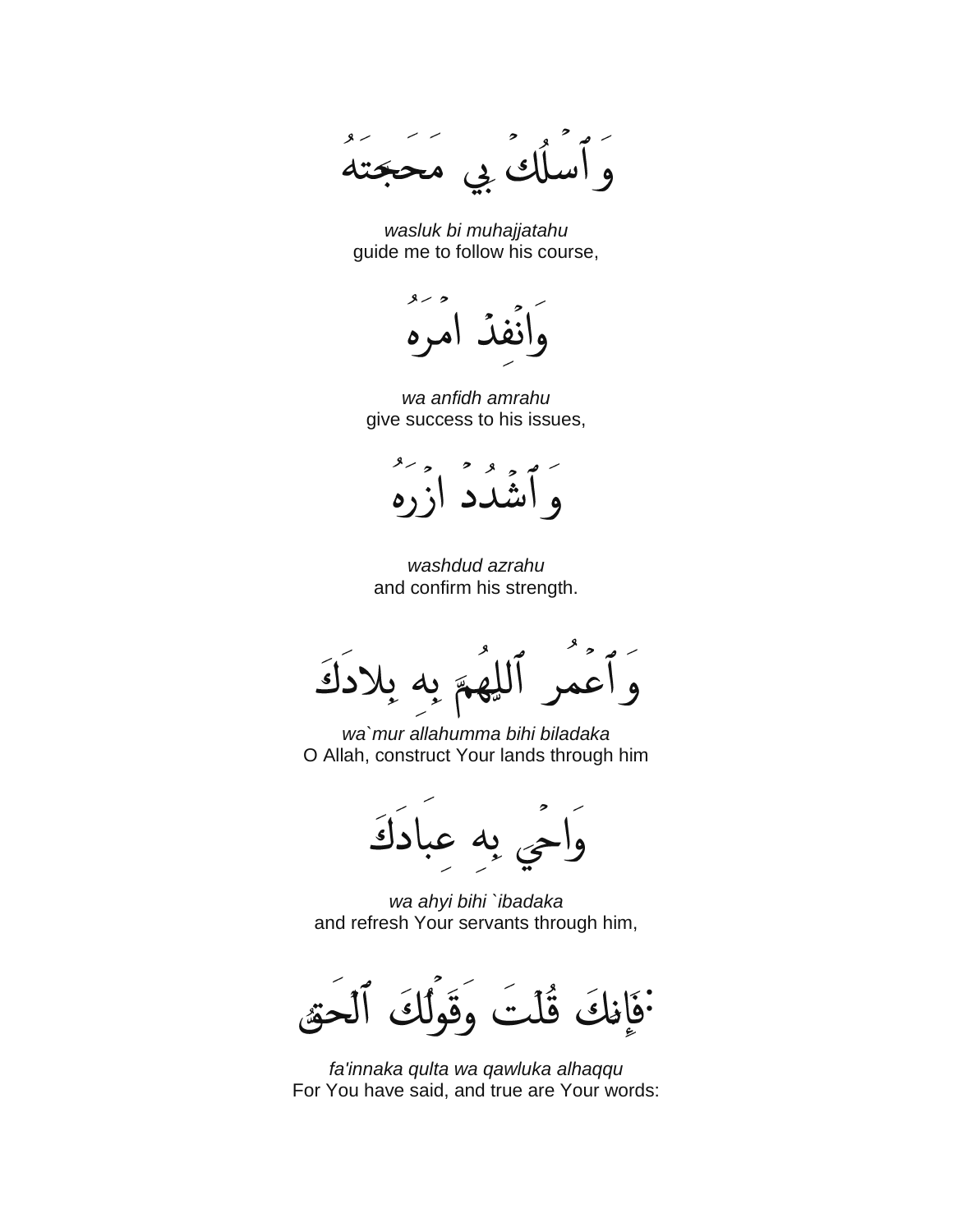وَاسْلُكْ بِي مَحَجَّتَهُ

*wasluk bi muhajjatahu*
guide me to follow his course,

وَانْفِذْ امْرَهُ

*wa anfidh amrahu*
give success to his issues,

وَاشْدُدْ ازْرَهُ

*washdud azrahu*
and confirm his strength.

وَاعْمُرِ ٱللَّهُمَّ بِهِ بِلادَكَ

*wa`mur allahumma bihi biladaka*
O Allah, construct Your lands through him

وَاحْيِ بِهِ عِبَادَكَ

*wa ahyi bihi `ibadaka*
and refresh Your servants through him,

فَإِنَّكَ قُلْتَ وَقَوْلُكَ ٱلْحَقُّ:

*fa'innaka qulta wa qawluka alhaqqu*
For You have said, and true are Your words: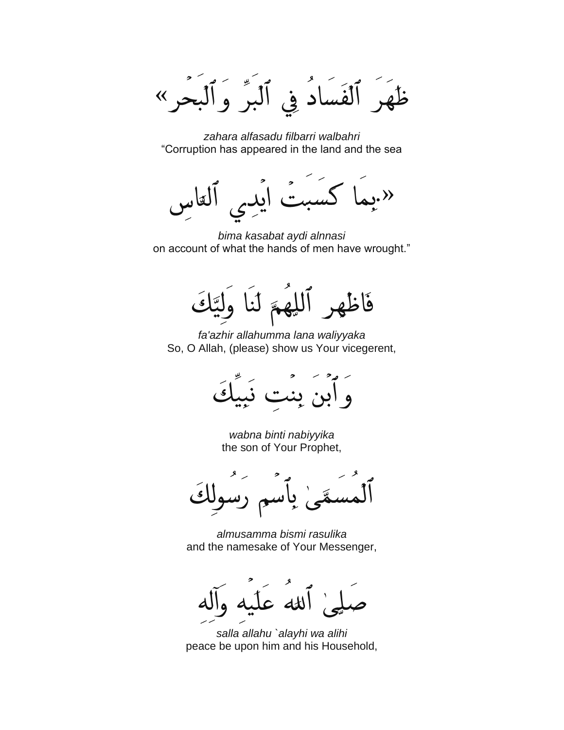ظَهَرَ ٱلْفَسَادُ فِي ٱلْبَرِّ وَٱلْبَحْرِ»

*zahara alfasadu filbarri walbahri*
"Corruption has appeared in the land and the sea

بِمَا كَسَبَتْ ايْدِي ٱلنَّاسِ.»

*bima kasabat aydi alnnasi*
on account of what the hands of men have wrought."

فَاظْهِر ٱللّٰهُمَّ لَنَا وَلِيَّكَ

*fa'azhir allahumma lana waliyyaka*
So, O Allah, (please) show us Your vicegerent,

وَٱبْنَ بِنْتِ نَبِيِّكَ

*wabna binti nabiyyika*
the son of Your Prophet,

ٱلْمُسَمَّىٰ بِٱسْمِ رَسُولِكَ

*almusamma bismi rasulika*
and the namesake of Your Messenger,

صَلَّىٰ ٱللهُ عَلَيْهِ وَآلِهِ

*salla allahu `alayhi wa alihi*
peace be upon him and his Household,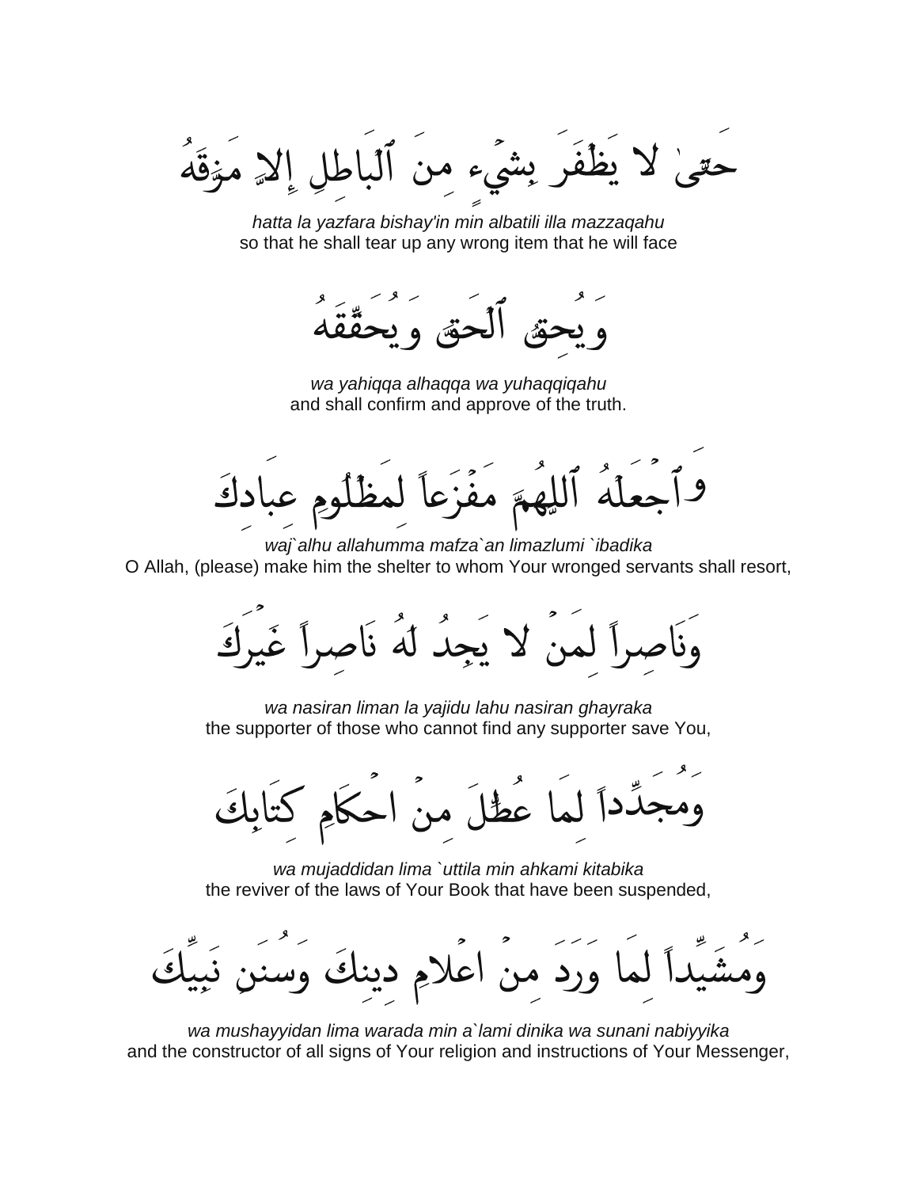حَتّىٰ لا يَظْفَرَ بِشَيْءٍ مِنَ ٱلْبَاطِلِ إِلاّ مَزَّقَهُ

*hatta la yazfara bishay'in min albatili illa mazzaqahu*
so that he shall tear up any wrong item that he will face

وَيُحِقَّ ٱلْحَقَّ وَيُحَقِّقَهُ

*wa yahiqqa alhaqqa wa yuhaqqiqahu*
and shall confirm and approve of the truth.

وَٱجْعَلْهُ ٱللّهُمَّ مَفْزَعاً لِمَظْلُومِ عِبَادِكَ

*waj`alhu allahumma mafza`an limazlumi `ibadika*
O Allah, (please) make him the shelter to whom Your wronged servants shall resort,

وَنَاصِراً لِمَنْ لا يَجِدُ لَهُ نَاصِراً غَيْرَكَ

*wa nasiran liman la yajidu lahu nasiran ghayraka*
the supporter of those who cannot find any supporter save You,

وَمُجَدِّداً لِمَا عُطِّلَ مِنْ احْكَامِ كِتَابِكَ

*wa mujaddidan lima `uttila min ahkami kitabika*
the reviver of the laws of Your Book that have been suspended,

وَمُشَيِّداً لِمَا وَرَدَ مِنْ اعْلامِ دِينِكَ وَسُنَنِ نَبِيِّكَ

*wa mushayyidan lima warada min a`lami dinika wa sunani nabiyyika*
and the constructor of all signs of Your religion and instructions of Your Messenger,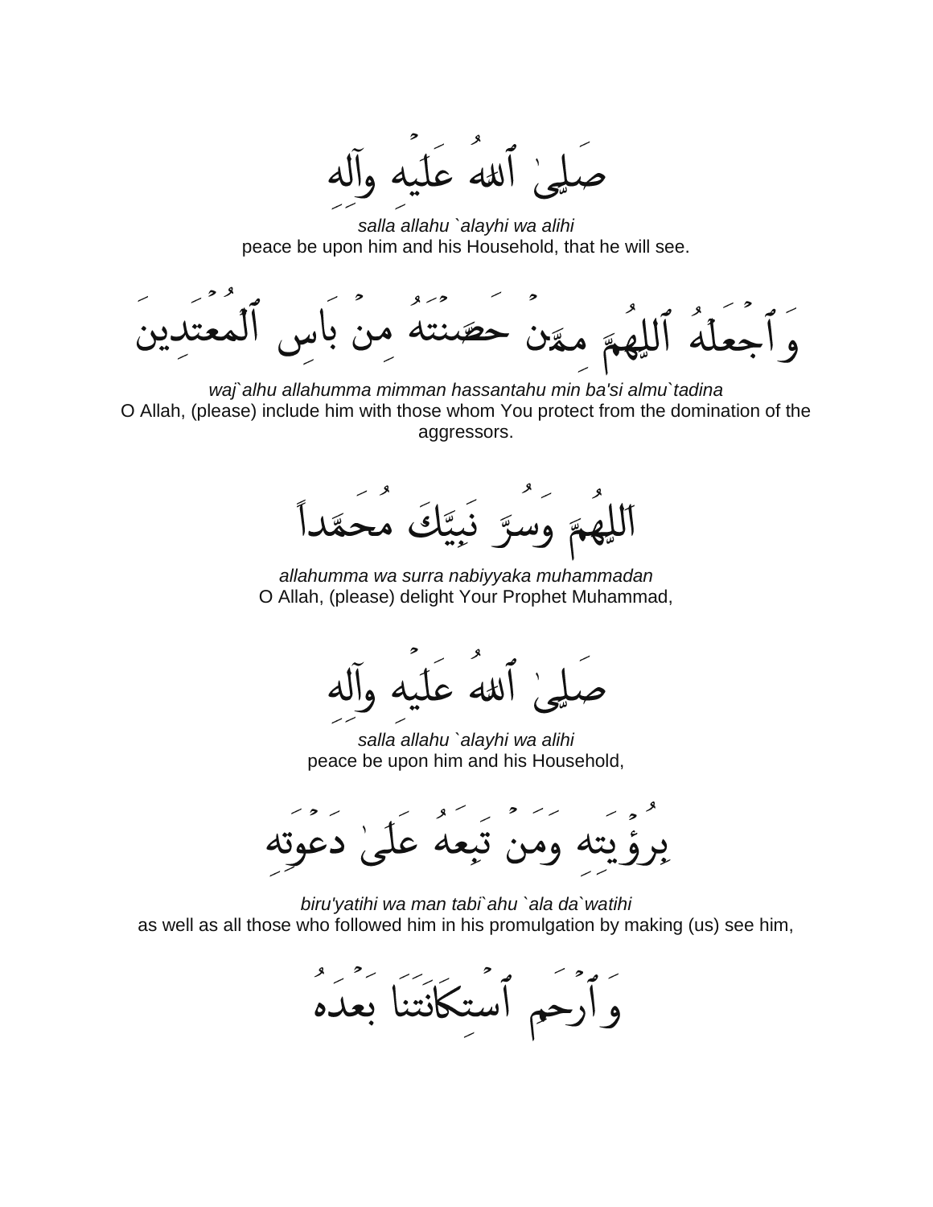صَلَّىٰ ٱللهُ عَلَيْهِ وَآلِهِ

*salla allahu `alayhi wa alihi*
peace be upon him and his Household, that he will see.

وَٱجْعَلْهُ ٱللَّهُمَّ مِمَّنْ حَصَّنْتَهُ مِنْ بَاسِ ٱلْمُعْتَدِينَ

*waj`alhu allahumma mimman hassantahu min ba'si almu`tadina*
O Allah, (please) include him with those whom You protect from the domination of the aggressors.

اَللَّهُمَّ وَسُرَّ نَبِيَّكَ مُحَمَّداً

*allahumma wa surra nabiyyaka muhammadan*
O Allah, (please) delight Your Prophet Muhammad,

صَلَّىٰ ٱللهُ عَلَيْهِ وَآلِهِ

*salla allahu `alayhi wa alihi*
peace be upon him and his Household,

بِرُؤْيَتِهِ وَمَنْ تَبِعَهُ عَلَىٰ دَعْوَتِهِ

*biru'yatihi wa man tabi`ahu `ala da`watihi*
as well as all those who followed him in his promulgation by making (us) see him,

وَٱرْحَمِ ٱسْتِكَانَتَنَا بَعْدَهُ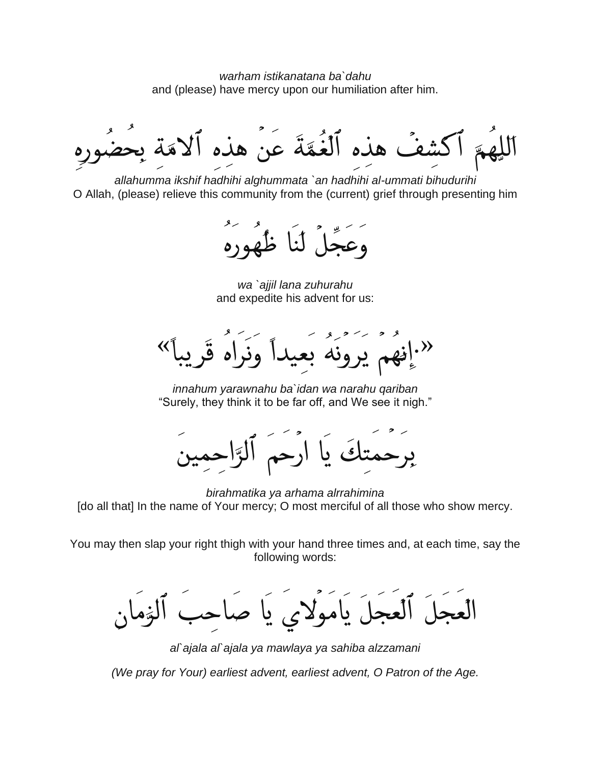*warham istikanatana ba`dahu*
and (please) have mercy upon our humiliation after him.

اَللَّهُمَّ ٱكْشِفْ هٰذِهِ ٱلْغُمَّةَ عَنْ هٰذِهِ ٱلامَّةِ بِحُضُورِهِ

*allahumma ikshif hadhihi alghummata `an hadhihi al-ummati bihudurihi*
O Allah, (please) relieve this community from the (current) grief through presenting him

وَعَجِّلْ لَنَا ظُهُورَهُ

*wa `ajjil lana zuhurahu*
and expedite his advent for us:

«إِنَّهُمْ يَرَوْنَهُ بَعِيداً وَنَرَاهُ قَرِيباً»

*innahum yarawnahu ba`idan wa narahu qariban*
"Surely, they think it to be far off, and We see it nigh."

بِرَحْمَتِكَ يَا ارْحَمَ ٱلرَّاحِمِينَ

*birahmatika ya arhama alrrahimina*
[do all that] In the name of Your mercy; O most merciful of all those who show mercy.

You may then slap your right thigh with your hand three times and, at each time, say the following words:

الْعَجَلَ ٱلْعَجَلَ يَامَوْلاَيَ يَا صَاحِبَ ٱلزَّمَانِ

*al`ajala al`ajala ya mawlaya ya sahiba alzzamani*

*(We pray for Your) earliest advent, earliest advent, O Patron of the Age.*